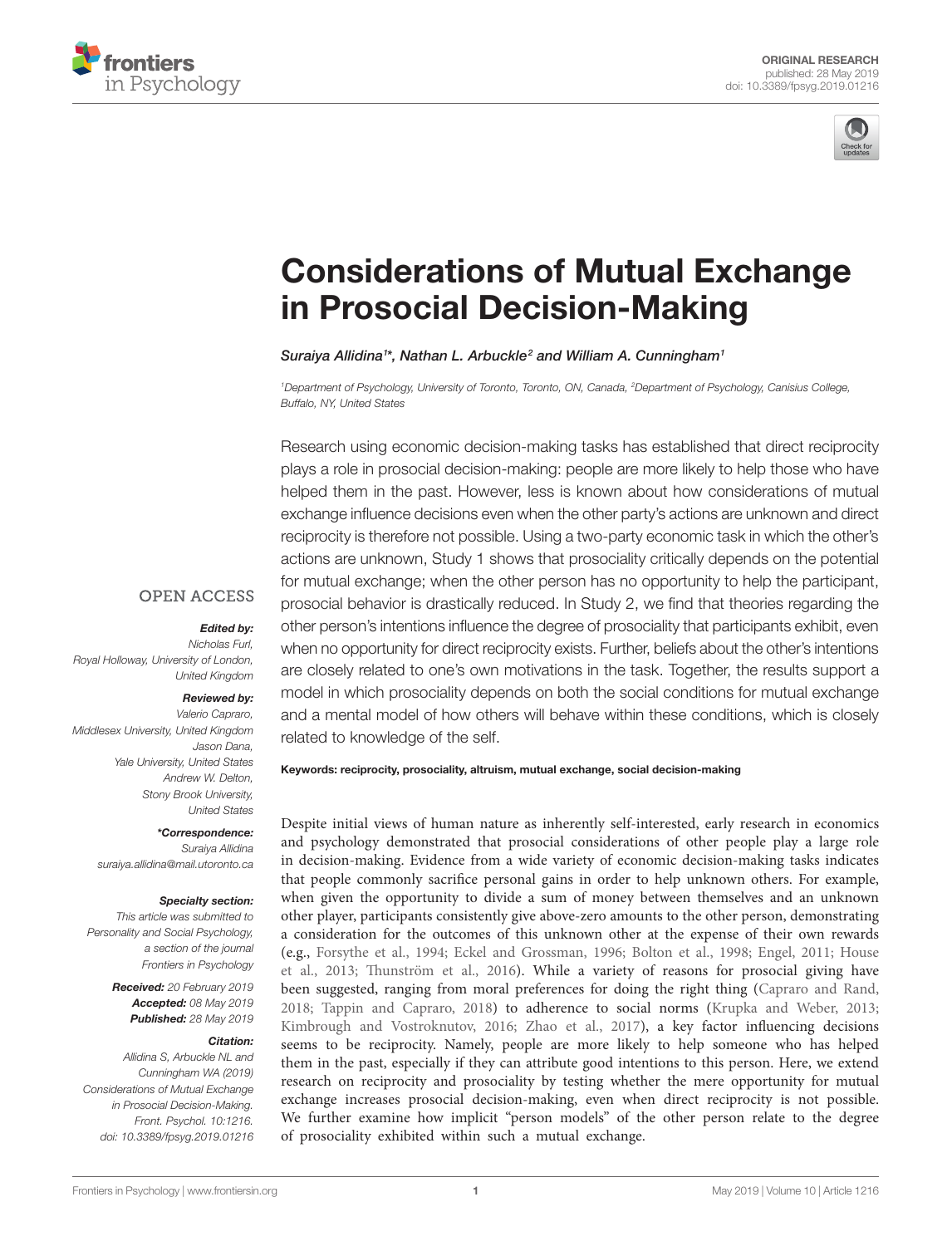ORIGINAL RESEARCH
published: 28 May 2019
doi: 10.3389/fpsyg.2019.01216

# Considerations of Mutual Exchange in Prosocial Decision-Making

*Suraiya Allidina[1]\*, Nathan L. Arbuckle[2] and William A. Cunningham[1]*

[1] Department of Psychology, University of Toronto, Toronto, ON, Canada, [2] Department of Psychology, Canisius College, Buffalo, NY, United States

Research using economic decision-making tasks has established that direct reciprocity plays a role in prosocial decision-making: people are more likely to help those who have helped them in the past. However, less is known about how considerations of mutual exchange influence decisions even when the other party's actions are unknown and direct reciprocity is therefore not possible. Using a two-party economic task in which the other's actions are unknown, Study 1 shows that prosociality critically depends on the potential for mutual exchange; when the other person has no opportunity to help the participant, prosocial behavior is drastically reduced. In Study 2, we find that theories regarding the other person's intentions influence the degree of prosociality that participants exhibit, even when no opportunity for direct reciprocity exists. Further, beliefs about the other's intentions are closely related to one's own motivations in the task. Together, the results support a model in which prosociality depends on both the social conditions for mutual exchange and a mental model of how others will behave within these conditions, which is closely related to knowledge of the self.

**Keywords: reciprocity, prosociality, altruism, mutual exchange, social decision-making**

OPEN ACCESS

***Edited by:***
*Nicholas Furl,
Royal Holloway, University of London,
United Kingdom*

***Reviewed by:***
*Valerio Capraro,
Middlesex University, United Kingdom
Jason Dana,
Yale University, United States
Andrew W. Delton,
Stony Brook University,
United States*

***\*Correspondence:***
*Suraiya Allidina
suraiya.allidina@mail.utoronto.ca*

***Specialty section:***
*This article was submitted to
Personality and Social Psychology,
a section of the journal
Frontiers in Psychology*

***Received:*** *20 February 2019*
***Accepted:*** *08 May 2019*
***Published:*** *28 May 2019*

***Citation:***
*Allidina S, Arbuckle NL and
Cunningham WA (2019)
Considerations of Mutual Exchange
in Prosocial Decision-Making.
Front. Psychol. 10:1216.
doi: 10.3389/fpsyg.2019.01216*

Despite initial views of human nature as inherently self-interested, early research in economics and psychology demonstrated that prosocial considerations of other people play a large role in decision-making. Evidence from a wide variety of economic decision-making tasks indicates that people commonly sacrifice personal gains in order to help unknown others. For example, when given the opportunity to divide a sum of money between themselves and an unknown other player, participants consistently give above-zero amounts to the other person, demonstrating a consideration for the outcomes of this unknown other at the expense of their own rewards (e.g., Forsythe et al., 1994; Eckel and Grossman, 1996; Bolton et al., 1998; Engel, 2011; House et al., 2013; Thunström et al., 2016). While a variety of reasons for prosocial giving have been suggested, ranging from moral preferences for doing the right thing (Capraro and Rand, 2018; Tappin and Capraro, 2018) to adherence to social norms (Krupka and Weber, 2013; Kimbrough and Vostroknutov, 2016; Zhao et al., 2017), a key factor influencing decisions seems to be reciprocity. Namely, people are more likely to help someone who has helped them in the past, especially if they can attribute good intentions to this person. Here, we extend research on reciprocity and prosociality by testing whether the mere opportunity for mutual exchange increases prosocial decision-making, even when direct reciprocity is not possible. We further examine how implicit "person models" of the other person relate to the degree of prosociality exhibited within such a mutual exchange.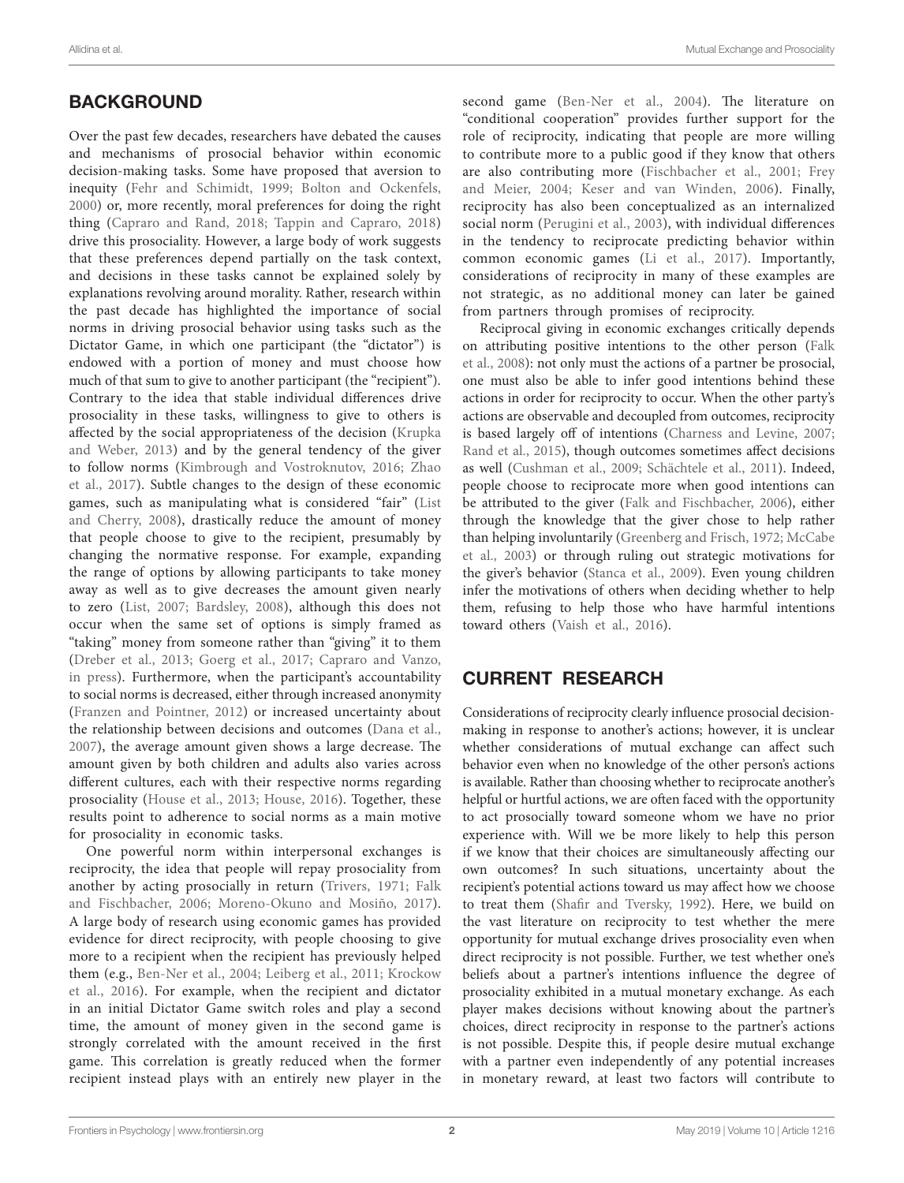## BACKGROUND

Over the past few decades, researchers have debated the causes and mechanisms of prosocial behavior within economic decision-making tasks. Some have proposed that aversion to inequity (Fehr and Schimidt, 1999; Bolton and Ockenfels, 2000) or, more recently, moral preferences for doing the right thing (Capraro and Rand, 2018; Tappin and Capraro, 2018) drive this prosociality. However, a large body of work suggests that these preferences depend partially on the task context, and decisions in these tasks cannot be explained solely by explanations revolving around morality. Rather, research within the past decade has highlighted the importance of social norms in driving prosocial behavior using tasks such as the Dictator Game, in which one participant (the "dictator") is endowed with a portion of money and must choose how much of that sum to give to another participant (the "recipient"). Contrary to the idea that stable individual differences drive prosociality in these tasks, willingness to give to others is affected by the social appropriateness of the decision (Krupka and Weber, 2013) and by the general tendency of the giver to follow norms (Kimbrough and Vostroknutov, 2016; Zhao et al., 2017). Subtle changes to the design of these economic games, such as manipulating what is considered "fair" (List and Cherry, 2008), drastically reduce the amount of money that people choose to give to the recipient, presumably by changing the normative response. For example, expanding the range of options by allowing participants to take money away as well as to give decreases the amount given nearly to zero (List, 2007; Bardsley, 2008), although this does not occur when the same set of options is simply framed as "taking" money from someone rather than "giving" it to them (Dreber et al., 2013; Goerg et al., 2017; Capraro and Vanzo, in press). Furthermore, when the participant's accountability to social norms is decreased, either through increased anonymity (Franzen and Pointner, 2012) or increased uncertainty about the relationship between decisions and outcomes (Dana et al., 2007), the average amount given shows a large decrease. The amount given by both children and adults also varies across different cultures, each with their respective norms regarding prosociality (House et al., 2013; House, 2016). Together, these results point to adherence to social norms as a main motive for prosociality in economic tasks.

One powerful norm within interpersonal exchanges is reciprocity, the idea that people will repay prosociality from another by acting prosocially in return (Trivers, 1971; Falk and Fischbacher, 2006; Moreno-Okuno and Mosiño, 2017). A large body of research using economic games has provided evidence for direct reciprocity, with people choosing to give more to a recipient when the recipient has previously helped them (e.g., Ben-Ner et al., 2004; Leiberg et al., 2011; Krockow et al., 2016). For example, when the recipient and dictator in an initial Dictator Game switch roles and play a second time, the amount of money given in the second game is strongly correlated with the amount received in the first game. This correlation is greatly reduced when the former recipient instead plays with an entirely new player in the second game (Ben-Ner et al., 2004). The literature on "conditional cooperation" provides further support for the role of reciprocity, indicating that people are more willing to contribute more to a public good if they know that others are also contributing more (Fischbacher et al., 2001; Frey and Meier, 2004; Keser and van Winden, 2006). Finally, reciprocity has also been conceptualized as an internalized social norm (Perugini et al., 2003), with individual differences in the tendency to reciprocate predicting behavior within common economic games (Li et al., 2017). Importantly, considerations of reciprocity in many of these examples are not strategic, as no additional money can later be gained from partners through promises of reciprocity.

Reciprocal giving in economic exchanges critically depends on attributing positive intentions to the other person (Falk et al., 2008): not only must the actions of a partner be prosocial, one must also be able to infer good intentions behind these actions in order for reciprocity to occur. When the other party's actions are observable and decoupled from outcomes, reciprocity is based largely off of intentions (Charness and Levine, 2007; Rand et al., 2015), though outcomes sometimes affect decisions as well (Cushman et al., 2009; Schächtele et al., 2011). Indeed, people choose to reciprocate more when good intentions can be attributed to the giver (Falk and Fischbacher, 2006), either through the knowledge that the giver chose to help rather than helping involuntarily (Greenberg and Frisch, 1972; McCabe et al., 2003) or through ruling out strategic motivations for the giver's behavior (Stanca et al., 2009). Even young children infer the motivations of others when deciding whether to help them, refusing to help those who have harmful intentions toward others (Vaish et al., 2016).

## CURRENT RESEARCH

Considerations of reciprocity clearly influence prosocial decision-making in response to another's actions; however, it is unclear whether considerations of mutual exchange can affect such behavior even when no knowledge of the other person's actions is available. Rather than choosing whether to reciprocate another's helpful or hurtful actions, we are often faced with the opportunity to act prosocially toward someone whom we have no prior experience with. Will we be more likely to help this person if we know that their choices are simultaneously affecting our own outcomes? In such situations, uncertainty about the recipient's potential actions toward us may affect how we choose to treat them (Shafir and Tversky, 1992). Here, we build on the vast literature on reciprocity to test whether the mere opportunity for mutual exchange drives prosociality even when direct reciprocity is not possible. Further, we test whether one's beliefs about a partner's intentions influence the degree of prosociality exhibited in a mutual monetary exchange. As each player makes decisions without knowing about the partner's choices, direct reciprocity in response to the partner's actions is not possible. Despite this, if people desire mutual exchange with a partner even independently of any potential increases in monetary reward, at least two factors will contribute to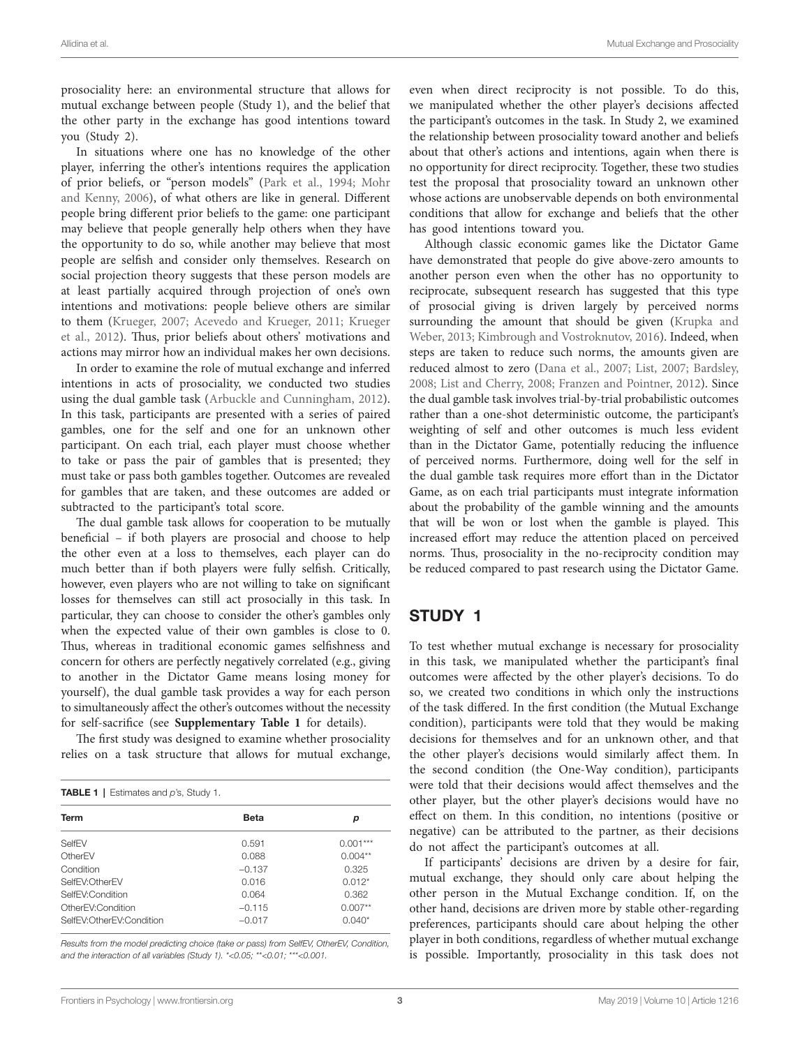prosociality here: an environmental structure that allows for mutual exchange between people (Study 1), and the belief that the other party in the exchange has good intentions toward you (Study 2).

In situations where one has no knowledge of the other player, inferring the other's intentions requires the application of prior beliefs, or "person models" (Park et al., 1994; Mohr and Kenny, 2006), of what others are like in general. Different people bring different prior beliefs to the game: one participant may believe that people generally help others when they have the opportunity to do so, while another may believe that most people are selfish and consider only themselves. Research on social projection theory suggests that these person models are at least partially acquired through projection of one's own intentions and motivations: people believe others are similar to them (Krueger, 2007; Acevedo and Krueger, 2011; Krueger et al., 2012). Thus, prior beliefs about others' motivations and actions may mirror how an individual makes her own decisions.

In order to examine the role of mutual exchange and inferred intentions in acts of prosociality, we conducted two studies using the dual gamble task (Arbuckle and Cunningham, 2012). In this task, participants are presented with a series of paired gambles, one for the self and one for an unknown other participant. On each trial, each player must choose whether to take or pass the pair of gambles that is presented; they must take or pass both gambles together. Outcomes are revealed for gambles that are taken, and these outcomes are added or subtracted to the participant's total score.

The dual gamble task allows for cooperation to be mutually beneficial – if both players are prosocial and choose to help the other even at a loss to themselves, each player can do much better than if both players were fully selfish. Critically, however, even players who are not willing to take on significant losses for themselves can still act prosocially in this task. In particular, they can choose to consider the other's gambles only when the expected value of their own gambles is close to 0. Thus, whereas in traditional economic games selfishness and concern for others are perfectly negatively correlated (e.g., giving to another in the Dictator Game means losing money for yourself), the dual gamble task provides a way for each person to simultaneously affect the other's outcomes without the necessity for self-sacrifice (see **Supplementary Table 1** for details).

The first study was designed to examine whether prosociality relies on a task structure that allows for mutual exchange, even when direct reciprocity is not possible. To do this, we manipulated whether the other player's decisions affected the participant's outcomes in the task. In Study 2, we examined the relationship between prosociality toward another and beliefs about that other's actions and intentions, again when there is no opportunity for direct reciprocity. Together, these two studies test the proposal that prosociality toward an unknown other whose actions are unobservable depends on both environmental conditions that allow for exchange and beliefs that the other has good intentions toward you.

Although classic economic games like the Dictator Game have demonstrated that people do give above-zero amounts to another person even when the other has no opportunity to reciprocate, subsequent research has suggested that this type of prosocial giving is driven largely by perceived norms surrounding the amount that should be given (Krupka and Weber, 2013; Kimbrough and Vostroknutov, 2016). Indeed, when steps are taken to reduce such norms, the amounts given are reduced almost to zero (Dana et al., 2007; List, 2007; Bardsley, 2008; List and Cherry, 2008; Franzen and Pointner, 2012). Since the dual gamble task involves trial-by-trial probabilistic outcomes rather than a one-shot deterministic outcome, the participant's weighting of self and other outcomes is much less evident than in the Dictator Game, potentially reducing the influence of perceived norms. Furthermore, doing well for the self in the dual gamble task requires more effort than in the Dictator Game, as on each trial participants must integrate information about the probability of the gamble winning and the amounts that will be won or lost when the gamble is played. This increased effort may reduce the attention placed on perceived norms. Thus, prosociality in the no-reciprocity condition may be reduced compared to past research using the Dictator Game.

## STUDY 1

To test whether mutual exchange is necessary for prosociality in this task, we manipulated whether the participant's final outcomes were affected by the other player's decisions. To do so, we created two conditions in which only the instructions of the task differed. In the first condition (the Mutual Exchange condition), participants were told that they would be making decisions for themselves and for an unknown other, and that the other player's decisions would similarly affect them. In the second condition (the One-Way condition), participants were told that their decisions would affect themselves and the other player, but the other player's decisions would have no effect on them. In this condition, no intentions (positive or negative) can be attributed to the partner, as their decisions do not affect the participant's outcomes at all.

If participants' decisions are driven by a desire for fair, mutual exchange, they should only care about helping the other person in the Mutual Exchange condition. If, on the other hand, decisions are driven more by stable other-regarding preferences, participants should care about helping the other player in both conditions, regardless of whether mutual exchange is possible. Importantly, prosociality in this task does not

**TABLE 1** | Estimates and $p$'s, Study 1.

| Term | Beta | $p$ |
|---|---|---|
| SelfEV | 0.591 | 0.001*** |
| OtherEV | 0.088 | 0.004** |
| Condition | −0.137 | 0.325 |
| SelfEV:OtherEV | 0.016 | 0.012* |
| SelfEV:Condition | 0.064 | 0.362 |
| OtherEV:Condition | −0.115 | 0.007** |
| SelfEV:OtherEV:Condition | −0.017 | 0.040* |

*Results from the model predicting choice (take or pass) from SelfEV, OtherEV, Condition, and the interaction of all variables (Study 1). *<0.05; **<0.01; ***<0.001.*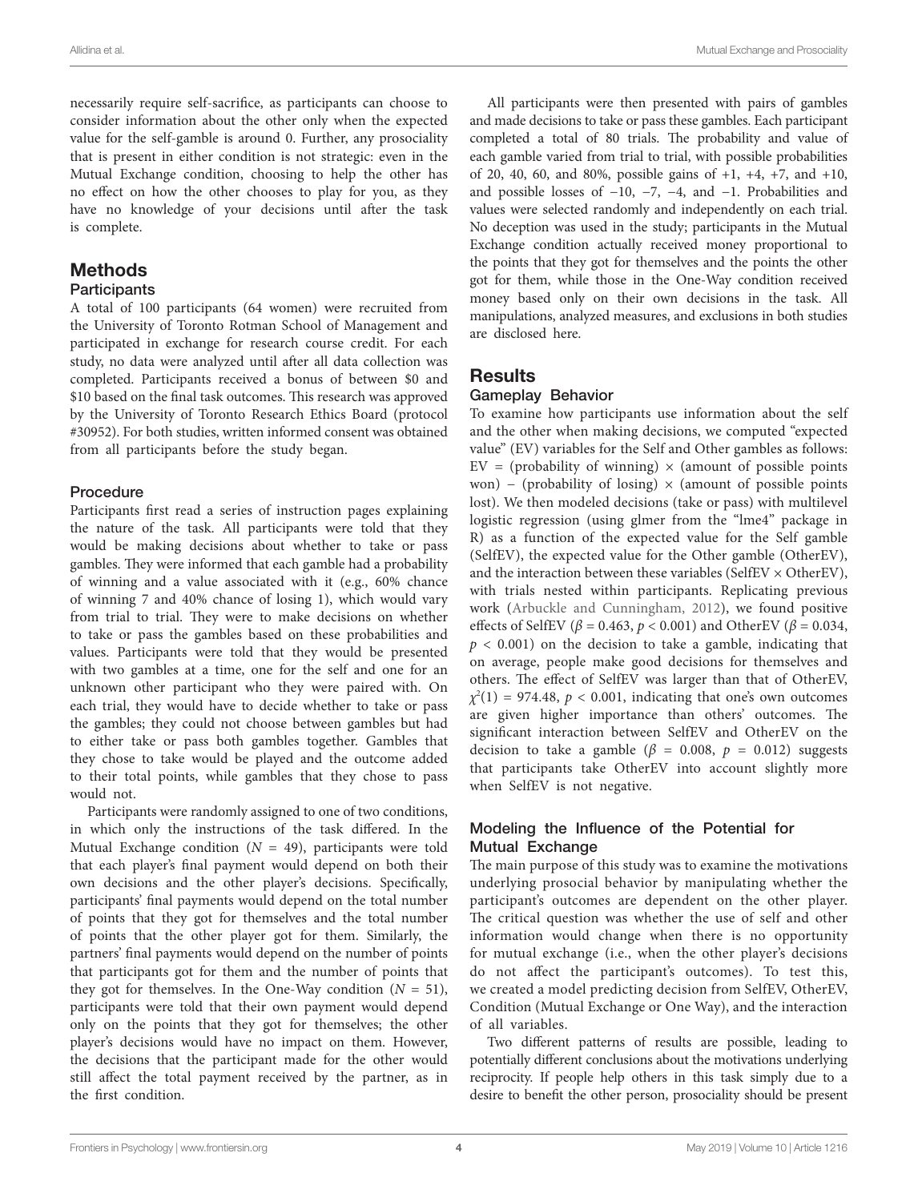necessarily require self-sacrifice, as participants can choose to consider information about the other only when the expected value for the self-gamble is around 0. Further, any prosociality that is present in either condition is not strategic: even in the Mutual Exchange condition, choosing to help the other has no effect on how the other chooses to play for you, as they have no knowledge of your decisions until after the task is complete.

## Methods

### Participants

A total of 100 participants (64 women) were recruited from the University of Toronto Rotman School of Management and participated in exchange for research course credit. For each study, no data were analyzed until after all data collection was completed. Participants received a bonus of between \$0 and \$10 based on the final task outcomes. This research was approved by the University of Toronto Research Ethics Board (protocol #30952). For both studies, written informed consent was obtained from all participants before the study began.

### Procedure

Participants first read a series of instruction pages explaining the nature of the task. All participants were told that they would be making decisions about whether to take or pass gambles. They were informed that each gamble had a probability of winning and a value associated with it (e.g., 60% chance of winning 7 and 40% chance of losing 1), which would vary from trial to trial. They were to make decisions on whether to take or pass the gambles based on these probabilities and values. Participants were told that they would be presented with two gambles at a time, one for the self and one for an unknown other participant who they were paired with. On each trial, they would have to decide whether to take or pass the gambles; they could not choose between gambles but had to either take or pass both gambles together. Gambles that they chose to take would be played and the outcome added to their total points, while gambles that they chose to pass would not.

Participants were randomly assigned to one of two conditions, in which only the instructions of the task differed. In the Mutual Exchange condition ($N = 49$), participants were told that each player's final payment would depend on both their own decisions and the other player's decisions. Specifically, participants' final payments would depend on the total number of points that they got for themselves and the total number of points that the other player got for them. Similarly, the partners' final payments would depend on the number of points that participants got for them and the number of points that they got for themselves. In the One-Way condition ($N = 51$), participants were told that their own payment would depend only on the points that they got for themselves; the other player's decisions would have no impact on them. However, the decisions that the participant made for the other would still affect the total payment received by the partner, as in the first condition.

All participants were then presented with pairs of gambles and made decisions to take or pass these gambles. Each participant completed a total of 80 trials. The probability and value of each gamble varied from trial to trial, with possible probabilities of 20, 40, 60, and 80%, possible gains of +1, +4, +7, and +10, and possible losses of −10, −7, −4, and −1. Probabilities and values were selected randomly and independently on each trial. No deception was used in the study; participants in the Mutual Exchange condition actually received money proportional to the points that they got for themselves and the points the other got for them, while those in the One-Way condition received money based only on their own decisions in the task. All manipulations, analyzed measures, and exclusions in both studies are disclosed here.

## Results

### Gameplay Behavior

To examine how participants use information about the self and the other when making decisions, we computed "expected value" (EV) variables for the Self and Other gambles as follows: EV = (probability of winning) × (amount of possible points won) − (probability of losing) × (amount of possible points lost). We then modeled decisions (take or pass) with multilevel logistic regression (using glmer from the "lme4" package in R) as a function of the expected value for the Self gamble (SelfEV), the expected value for the Other gamble (OtherEV), and the interaction between these variables (SelfEV × OtherEV), with trials nested within participants. Replicating previous work (Arbuckle and Cunningham, 2012), we found positive effects of SelfEV ($\beta = 0.463$, $p < 0.001$) and OtherEV ($\beta = 0.034$, $p < 0.001$) on the decision to take a gamble, indicating that on average, people make good decisions for themselves and others. The effect of SelfEV was larger than that of OtherEV, $\chi^2(1) = 974.48$, $p < 0.001$, indicating that one's own outcomes are given higher importance than others' outcomes. The significant interaction between SelfEV and OtherEV on the decision to take a gamble ($\beta = 0.008$, $p = 0.012$) suggests that participants take OtherEV into account slightly more when SelfEV is not negative.

### Modeling the Influence of the Potential for Mutual Exchange

The main purpose of this study was to examine the motivations underlying prosocial behavior by manipulating whether the participant's outcomes are dependent on the other player. The critical question was whether the use of self and other information would change when there is no opportunity for mutual exchange (i.e., when the other player's decisions do not affect the participant's outcomes). To test this, we created a model predicting decision from SelfEV, OtherEV, Condition (Mutual Exchange or One Way), and the interaction of all variables.

Two different patterns of results are possible, leading to potentially different conclusions about the motivations underlying reciprocity. If people help others in this task simply due to a desire to benefit the other person, prosociality should be present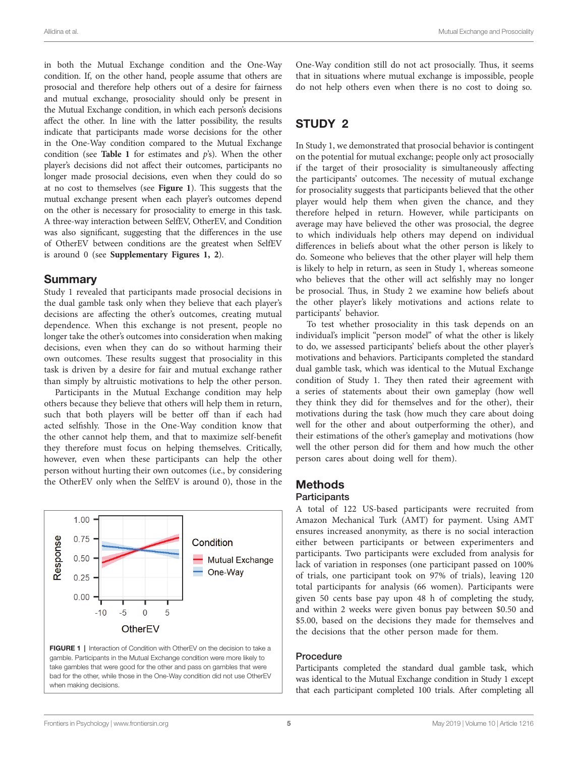in both the Mutual Exchange condition and the One-Way condition. If, on the other hand, people assume that others are prosocial and therefore help others out of a desire for fairness and mutual exchange, prosociality should only be present in the Mutual Exchange condition, in which each person's decisions affect the other. In line with the latter possibility, the results indicate that participants made worse decisions for the other in the One-Way condition compared to the Mutual Exchange condition (see **Table 1** for estimates and *p*'s). When the other player's decisions did not affect their outcomes, participants no longer made prosocial decisions, even when they could do so at no cost to themselves (see **Figure 1**). This suggests that the mutual exchange present when each player's outcomes depend on the other is necessary for prosociality to emerge in this task. A three-way interaction between SelfEV, OtherEV, and Condition was also significant, suggesting that the differences in the use of OtherEV between conditions are the greatest when SelfEV is around 0 (see **Supplementary Figures 1, 2**).

## Summary

Study 1 revealed that participants made prosocial decisions in the dual gamble task only when they believe that each player's decisions are affecting the other's outcomes, creating mutual dependence. When this exchange is not present, people no longer take the other's outcomes into consideration when making decisions, even when they can do so without harming their own outcomes. These results suggest that prosociality in this task is driven by a desire for fair and mutual exchange rather than simply by altruistic motivations to help the other person.

Participants in the Mutual Exchange condition may help others because they believe that others will help them in return, such that both players will be better off than if each had acted selfishly. Those in the One-Way condition know that the other cannot help them, and that to maximize self-benefit they therefore must focus on helping themselves. Critically, however, even when these participants can help the other person without hurting their own outcomes (i.e., by considering the OtherEV only when the SelfEV is around 0), those in the One-Way condition still do not act prosocially. Thus, it seems that in situations where mutual exchange is impossible, people do not help others even when there is no cost to doing so.

**FIGURE 1** | Interaction of Condition with OtherEV on the decision to take a gamble. Participants in the Mutual Exchange condition were more likely to take gambles that were good for the other and pass on gambles that were bad for the other, while those in the One-Way condition did not use OtherEV when making decisions.

# STUDY 2

In Study 1, we demonstrated that prosocial behavior is contingent on the potential for mutual exchange; people only act prosocially if the target of their prosociality is simultaneously affecting the participants' outcomes. The necessity of mutual exchange for prosociality suggests that participants believed that the other player would help them when given the chance, and they therefore helped in return. However, while participants on average may have believed the other was prosocial, the degree to which individuals help others may depend on individual differences in beliefs about what the other person is likely to do. Someone who believes that the other player will help them is likely to help in return, as seen in Study 1, whereas someone who believes that the other will act selfishly may no longer be prosocial. Thus, in Study 2 we examine how beliefs about the other player's likely motivations and actions relate to participants' behavior.

To test whether prosociality in this task depends on an individual's implicit "person model" of what the other is likely to do, we assessed participants' beliefs about the other player's motivations and behaviors. Participants completed the standard dual gamble task, which was identical to the Mutual Exchange condition of Study 1. They then rated their agreement with a series of statements about their own gameplay (how well they think they did for themselves and for the other), their motivations during the task (how much they care about doing well for the other and about outperforming the other), and their estimations of the other's gameplay and motivations (how well the other person did for them and how much the other person cares about doing well for them).

## Methods

### Participants

A total of 122 US-based participants were recruited from Amazon Mechanical Turk (AMT) for payment. Using AMT ensures increased anonymity, as there is no social interaction either between participants or between experimenters and participants. Two participants were excluded from analysis for lack of variation in responses (one participant passed on 100% of trials, one participant took on 97% of trials), leaving 120 total participants for analysis (66 women). Participants were given 50 cents base pay upon 48 h of completing the study, and within 2 weeks were given bonus pay between \$0.50 and \$5.00, based on the decisions they made for themselves and the decisions that the other person made for them.

### Procedure

Participants completed the standard dual gamble task, which was identical to the Mutual Exchange condition in Study 1 except that each participant completed 100 trials. After completing all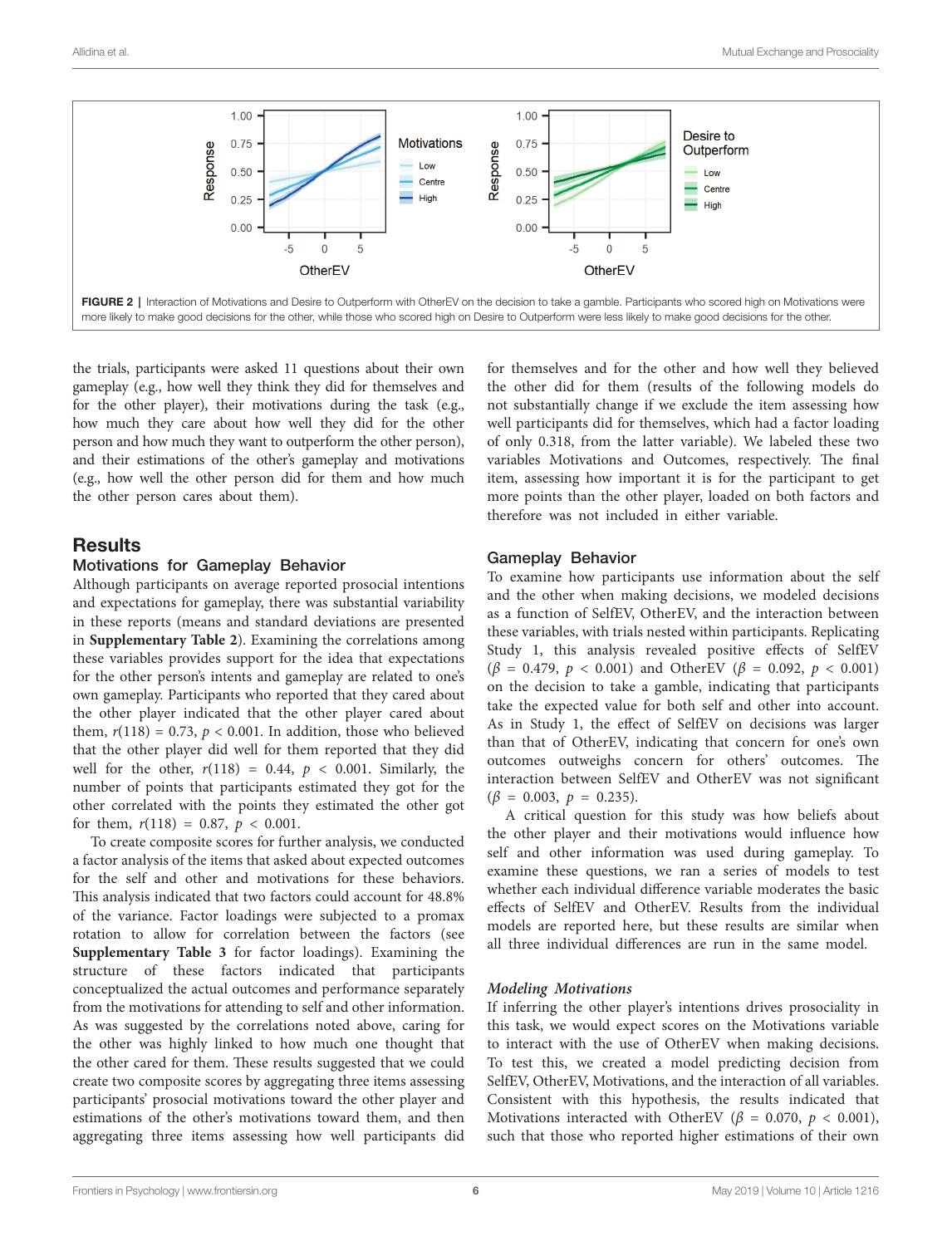FIGURE 2 | Interaction of Motivations and Desire to Outperform with OtherEV on the decision to take a gamble. Participants who scored high on Motivations were more likely to make good decisions for the other, while those who scored high on Desire to Outperform were less likely to make good decisions for the other.

the trials, participants were asked 11 questions about their own gameplay (e.g., how well they think they did for themselves and for the other player), their motivations during the task (e.g., how much they care about how well they did for the other person and how much they want to outperform the other person), and their estimations of the other's gameplay and motivations (e.g., how well the other person did for them and how much the other person cares about them).

## Results

### Motivations for Gameplay Behavior

Although participants on average reported prosocial intentions and expectations for gameplay, there was substantial variability in these reports (means and standard deviations are presented in **Supplementary Table 2**). Examining the correlations among these variables provides support for the idea that expectations for the other person's intents and gameplay are related to one's own gameplay. Participants who reported that they cared about the other player indicated that the other player cared about them, $r(118) = 0.73$, $p < 0.001$. In addition, those who believed that the other player did well for them reported that they did well for the other, $r(118) = 0.44$, $p < 0.001$. Similarly, the number of points that participants estimated they got for the other correlated with the points they estimated the other got for them, $r(118) = 0.87$, $p < 0.001$.

To create composite scores for further analysis, we conducted a factor analysis of the items that asked about expected outcomes for the self and other and motivations for these behaviors. This analysis indicated that two factors could account for 48.8% of the variance. Factor loadings were subjected to a promax rotation to allow for correlation between the factors (see **Supplementary Table 3** for factor loadings). Examining the structure of these factors indicated that participants conceptualized the actual outcomes and performance separately from the motivations for attending to self and other information. As was suggested by the correlations noted above, caring for the other was highly linked to how much one thought that the other cared for them. These results suggested that we could create two composite scores by aggregating three items assessing participants' prosocial motivations toward the other player and estimations of the other's motivations toward them, and then aggregating three items assessing how well participants did for themselves and for the other and how well they believed the other did for them (results of the following models do not substantially change if we exclude the item assessing how well participants did for themselves, which had a factor loading of only 0.318, from the latter variable). We labeled these two variables Motivations and Outcomes, respectively. The final item, assessing how important it is for the participant to get more points than the other player, loaded on both factors and therefore was not included in either variable.

### Gameplay Behavior

To examine how participants use information about the self and the other when making decisions, we modeled decisions as a function of SelfEV, OtherEV, and the interaction between these variables, with trials nested within participants. Replicating Study 1, this analysis revealed positive effects of SelfEV ($\beta = 0.479$, $p < 0.001$) and OtherEV ($\beta = 0.092$, $p < 0.001$) on the decision to take a gamble, indicating that participants take the expected value for both self and other into account. As in Study 1, the effect of SelfEV on decisions was larger than that of OtherEV, indicating that concern for one's own outcomes outweighs concern for others' outcomes. The interaction between SelfEV and OtherEV was not significant ($\beta = 0.003$, $p = 0.235$).

A critical question for this study was how beliefs about the other player and their motivations would influence how self and other information was used during gameplay. To examine these questions, we ran a series of models to test whether each individual difference variable moderates the basic effects of SelfEV and OtherEV. Results from the individual models are reported here, but these results are similar when all three individual differences are run in the same model.

#### *Modeling Motivations*

If inferring the other player's intentions drives prosociality in this task, we would expect scores on the Motivations variable to interact with the use of OtherEV when making decisions. To test this, we created a model predicting decision from SelfEV, OtherEV, Motivations, and the interaction of all variables. Consistent with this hypothesis, the results indicated that Motivations interacted with OtherEV ($\beta = 0.070$, $p < 0.001$), such that those who reported higher estimations of their own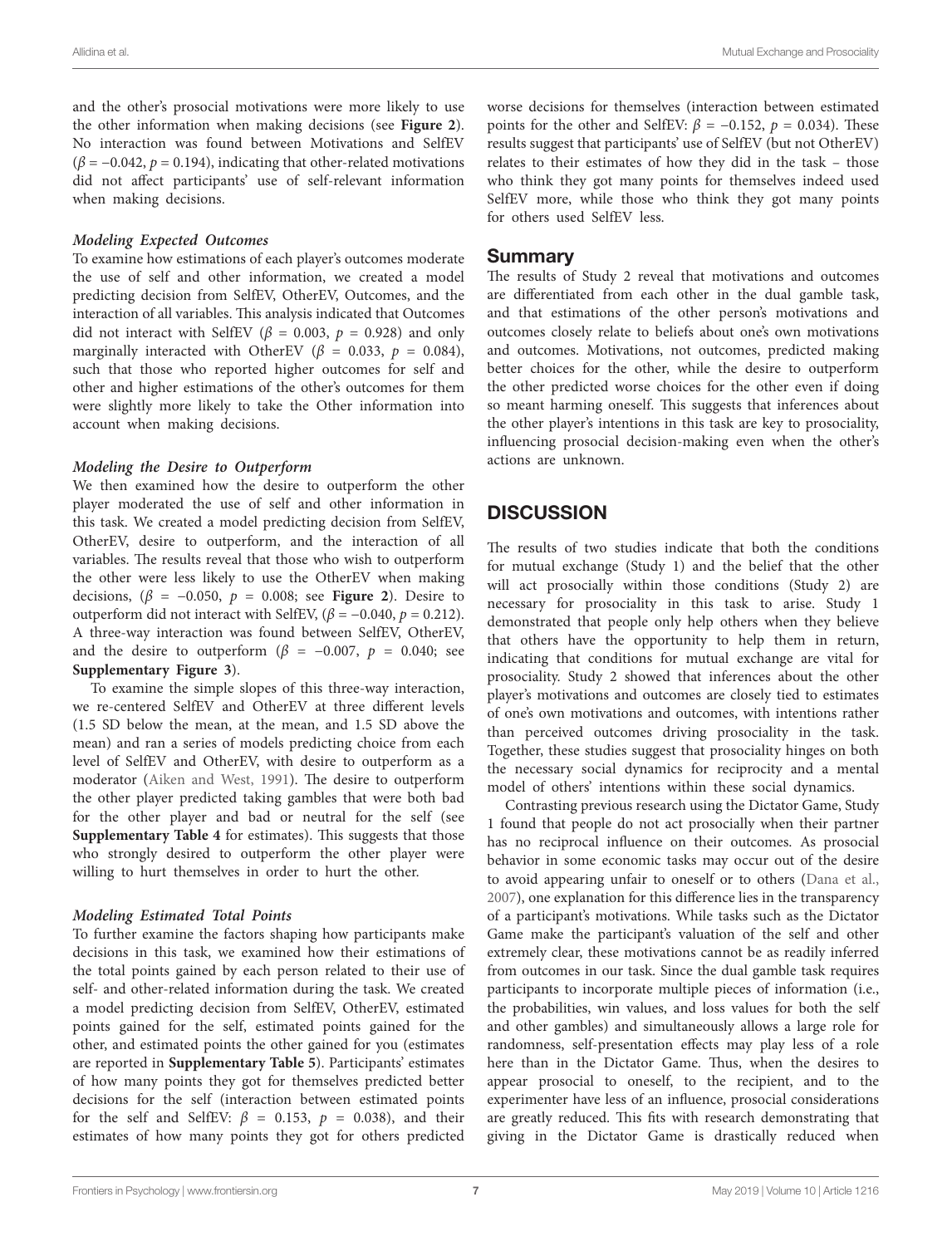and the other's prosocial motivations were more likely to use the other information when making decisions (see **Figure 2**). No interaction was found between Motivations and SelfEV ($\beta = -0.042$, $p = 0.194$), indicating that other-related motivations did not affect participants' use of self-relevant information when making decisions.

#### *Modeling Expected Outcomes*

To examine how estimations of each player's outcomes moderate the use of self and other information, we created a model predicting decision from SelfEV, OtherEV, Outcomes, and the interaction of all variables. This analysis indicated that Outcomes did not interact with SelfEV ($\beta = 0.003$, $p = 0.928$) and only marginally interacted with OtherEV ($\beta = 0.033$, $p = 0.084$), such that those who reported higher outcomes for self and other and higher estimations of the other's outcomes for them were slightly more likely to take the Other information into account when making decisions.

#### *Modeling the Desire to Outperform*

We then examined how the desire to outperform the other player moderated the use of self and other information in this task. We created a model predicting decision from SelfEV, OtherEV, desire to outperform, and the interaction of all variables. The results reveal that those who wish to outperform the other were less likely to use the OtherEV when making decisions, ($\beta = -0.050$, $p = 0.008$; see **Figure 2**). Desire to outperform did not interact with SelfEV, ($\beta = -0.040$, $p = 0.212$). A three-way interaction was found between SelfEV, OtherEV, and the desire to outperform ($\beta = -0.007$, $p = 0.040$; see **Supplementary Figure 3**).

To examine the simple slopes of this three-way interaction, we re-centered SelfEV and OtherEV at three different levels (1.5 SD below the mean, at the mean, and 1.5 SD above the mean) and ran a series of models predicting choice from each level of SelfEV and OtherEV, with desire to outperform as a moderator (Aiken and West, 1991). The desire to outperform the other player predicted taking gambles that were both bad for the other player and bad or neutral for the self (see **Supplementary Table 4** for estimates). This suggests that those who strongly desired to outperform the other player were willing to hurt themselves in order to hurt the other.

#### *Modeling Estimated Total Points*

To further examine the factors shaping how participants make decisions in this task, we examined how their estimations of the total points gained by each person related to their use of self- and other-related information during the task. We created a model predicting decision from SelfEV, OtherEV, estimated points gained for the self, estimated points gained for the other, and estimated points the other gained for you (estimates are reported in **Supplementary Table 5**). Participants' estimates of how many points they got for themselves predicted better decisions for the self (interaction between estimated points for the self and SelfEV: $\beta = 0.153$, $p = 0.038$), and their estimates of how many points they got for others predicted worse decisions for themselves (interaction between estimated points for the other and SelfEV: $\beta = -0.152$, $p = 0.034$). These results suggest that participants' use of SelfEV (but not OtherEV) relates to their estimates of how they did in the task – those who think they got many points for themselves indeed used SelfEV more, while those who think they got many points for others used SelfEV less.

### Summary

The results of Study 2 reveal that motivations and outcomes are differentiated from each other in the dual gamble task, and that estimations of the other person's motivations and outcomes closely relate to beliefs about one's own motivations and outcomes. Motivations, not outcomes, predicted making better choices for the other, while the desire to outperform the other predicted worse choices for the other even if doing so meant harming oneself. This suggests that inferences about the other player's intentions in this task are key to prosociality, influencing prosocial decision-making even when the other's actions are unknown.

## DISCUSSION

The results of two studies indicate that both the conditions for mutual exchange (Study 1) and the belief that the other will act prosocially within those conditions (Study 2) are necessary for prosociality in this task to arise. Study 1 demonstrated that people only help others when they believe that others have the opportunity to help them in return, indicating that conditions for mutual exchange are vital for prosociality. Study 2 showed that inferences about the other player's motivations and outcomes are closely tied to estimates of one's own motivations and outcomes, with intentions rather than perceived outcomes driving prosociality in the task. Together, these studies suggest that prosociality hinges on both the necessary social dynamics for reciprocity and a mental model of others' intentions within these social dynamics.

Contrasting previous research using the Dictator Game, Study 1 found that people do not act prosocially when their partner has no reciprocal influence on their outcomes. As prosocial behavior in some economic tasks may occur out of the desire to avoid appearing unfair to oneself or to others (Dana et al., 2007), one explanation for this difference lies in the transparency of a participant's motivations. While tasks such as the Dictator Game make the participant's valuation of the self and other extremely clear, these motivations cannot be as readily inferred from outcomes in our task. Since the dual gamble task requires participants to incorporate multiple pieces of information (i.e., the probabilities, win values, and loss values for both the self and other gambles) and simultaneously allows a large role for randomness, self-presentation effects may play less of a role here than in the Dictator Game. Thus, when the desires to appear prosocial to oneself, to the recipient, and to the experimenter have less of an influence, prosocial considerations are greatly reduced. This fits with research demonstrating that giving in the Dictator Game is drastically reduced when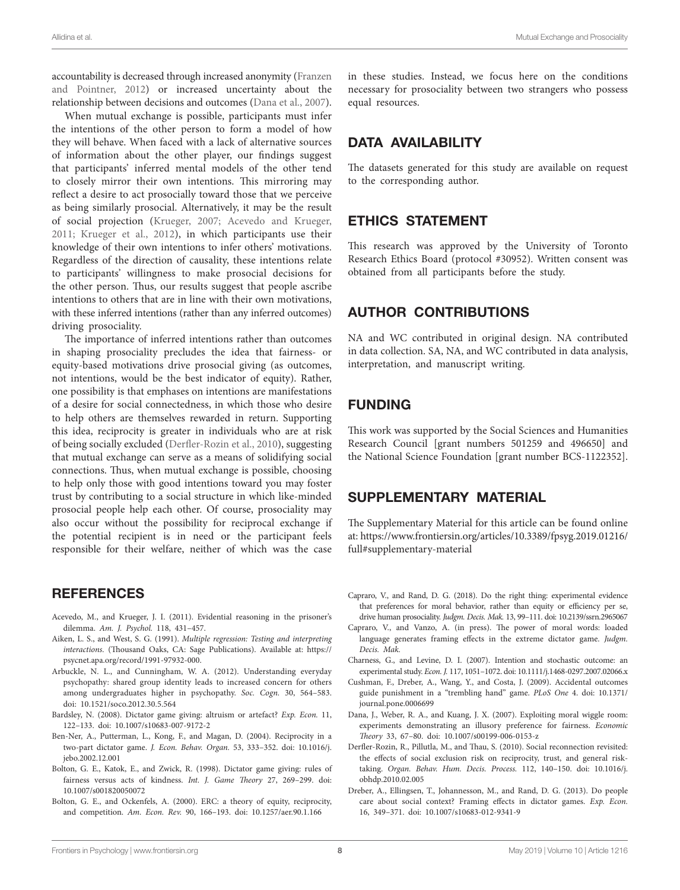accountability is decreased through increased anonymity (Franzen and Pointner, 2012) or increased uncertainty about the relationship between decisions and outcomes (Dana et al., 2007).

When mutual exchange is possible, participants must infer the intentions of the other person to form a model of how they will behave. When faced with a lack of alternative sources of information about the other player, our findings suggest that participants' inferred mental models of the other tend to closely mirror their own intentions. This mirroring may reflect a desire to act prosocially toward those that we perceive as being similarly prosocial. Alternatively, it may be the result of social projection (Krueger, 2007; Acevedo and Krueger, 2011; Krueger et al., 2012), in which participants use their knowledge of their own intentions to infer others' motivations. Regardless of the direction of causality, these intentions relate to participants' willingness to make prosocial decisions for the other person. Thus, our results suggest that people ascribe intentions to others that are in line with their own motivations, with these inferred intentions (rather than any inferred outcomes) driving prosociality.

The importance of inferred intentions rather than outcomes in shaping prosociality precludes the idea that fairness- or equity-based motivations drive prosocial giving (as outcomes, not intentions, would be the best indicator of equity). Rather, one possibility is that emphases on intentions are manifestations of a desire for social connectedness, in which those who desire to help others are themselves rewarded in return. Supporting this idea, reciprocity is greater in individuals who are at risk of being socially excluded (Derfler-Rozin et al., 2010), suggesting that mutual exchange can serve as a means of solidifying social connections. Thus, when mutual exchange is possible, choosing to help only those with good intentions toward you may foster trust by contributing to a social structure in which like-minded prosocial people help each other. Of course, prosociality may also occur without the possibility for reciprocal exchange if the potential recipient is in need or the participant feels responsible for their welfare, neither of which was the case in these studies. Instead, we focus here on the conditions necessary for prosociality between two strangers who possess equal resources.

## DATA AVAILABILITY

The datasets generated for this study are available on request to the corresponding author.

## ETHICS STATEMENT

This research was approved by the University of Toronto Research Ethics Board (protocol #30952). Written consent was obtained from all participants before the study.

## AUTHOR CONTRIBUTIONS

NA and WC contributed in original design. NA contributed in data collection. SA, NA, and WC contributed in data analysis, interpretation, and manuscript writing.

## FUNDING

This work was supported by the Social Sciences and Humanities Research Council [grant numbers 501259 and 496650] and the National Science Foundation [grant number BCS-1122352].

## SUPPLEMENTARY MATERIAL

The Supplementary Material for this article can be found online at: https://www.frontiersin.org/articles/10.3389/fpsyg.2019.01216/full#supplementary-material

## REFERENCES

Acevedo, M., and Krueger, J. I. (2011). Evidential reasoning in the prisoner's dilemma. *Am. J. Psychol.* 118, 431–457.

Aiken, L. S., and West, S. G. (1991). *Multiple regression: Testing and interpreting interactions*. (Thousand Oaks, CA: Sage Publications). Available at: https://psycnet.apa.org/record/1991-97932-000.

Arbuckle, N. L., and Cunningham, W. A. (2012). Understanding everyday psychopathy: shared group identity leads to increased concern for others among undergraduates higher in psychopathy. *Soc. Cogn.* 30, 564–583. doi: 10.1521/soco.2012.30.5.564

Bardsley, N. (2008). Dictator game giving: altruism or artefact? *Exp. Econ.* 11, 122–133. doi: 10.1007/s10683-007-9172-2

Ben-Ner, A., Putterman, L., Kong, F., and Magan, D. (2004). Reciprocity in a two-part dictator game. *J. Econ. Behav. Organ.* 53, 333–352. doi: 10.1016/j.jebo.2002.12.001

Bolton, G. E., Katok, E., and Zwick, R. (1998). Dictator game giving: rules of fairness versus acts of kindness. *Int. J. Game Theory* 27, 269–299. doi: 10.1007/s001820050072

Bolton, G. E., and Ockenfels, A. (2000). ERC: a theory of equity, reciprocity, and competition. *Am. Econ. Rev.* 90, 166–193. doi: 10.1257/aer.90.1.166

Capraro, V., and Rand, D. G. (2018). Do the right thing: experimental evidence that preferences for moral behavior, rather than equity or efficiency per se, drive human prosociality. *Judgm. Decis. Mak.* 13, 99–111. doi: 10.2139/ssrn.2965067

Capraro, V., and Vanzo, A. (in press). The power of moral words: loaded language generates framing effects in the extreme dictator game. *Judgm. Decis. Mak.*

Charness, G., and Levine, D. I. (2007). Intention and stochastic outcome: an experimental study. *Econ. J.* 117, 1051–1072. doi: 10.1111/j.1468-0297.2007.02066.x

Cushman, F., Dreber, A., Wang, Y., and Costa, J. (2009). Accidental outcomes guide punishment in a "trembling hand" game. *PLoS One* 4. doi: 10.1371/journal.pone.0006699

Dana, J., Weber, R. A., and Kuang, J. X. (2007). Exploiting moral wiggle room: experiments demonstrating an illusory preference for fairness. *Economic Theory* 33, 67–80. doi: 10.1007/s00199-006-0153-z

Derfler-Rozin, R., Pillutla, M., and Thau, S. (2010). Social reconnection revisited: the effects of social exclusion risk on reciprocity, trust, and general risk-taking. *Organ. Behav. Hum. Decis. Process.* 112, 140–150. doi: 10.1016/j.obhdp.2010.02.005

Dreber, A., Ellingsen, T., Johannesson, M., and Rand, D. G. (2013). Do people care about social context? Framing effects in dictator games. *Exp. Econ.* 16, 349–371. doi: 10.1007/s10683-012-9341-9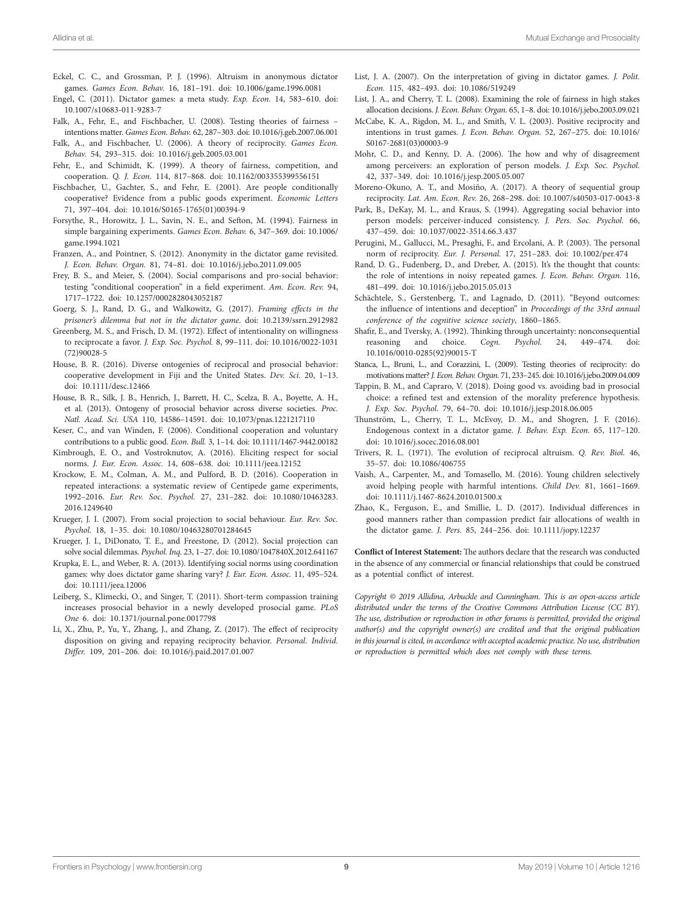Eckel, C. C., and Grossman, P. J. (1996). Altruism in anonymous dictator games. *Games Econ. Behav.* 16, 181–191. doi: 10.1006/game.1996.0081

Engel, C. (2011). Dictator games: a meta study. *Exp. Econ.* 14, 583–610. doi: 10.1007/s10683-011-9283-7

Falk, A., Fehr, E., and Fischbacher, U. (2008). Testing theories of fairness – intentions matter. *Games Econ. Behav.* 62, 287–303. doi: 10.1016/j.geb.2007.06.001

Falk, A., and Fischbacher, U. (2006). A theory of reciprocity. *Games Econ. Behav.* 54, 293–315. doi: 10.1016/j.geb.2005.03.001

Fehr, E., and Schimidt, K. (1999). A theory of fairness, competition, and cooperation. *Q. J. Econ.* 114, 817–868. doi: 10.1162/003355399556151

Fischbacher, U., Gachter, S., and Fehr, E. (2001). Are people conditionally cooperative? Evidence from a public goods experiment. *Economic Letters* 71, 397–404. doi: 10.1016/S0165-1765(01)00394-9

Forsythe, R., Horowitz, J. L., Savin, N. E., and Sefton, M. (1994). Fairness in simple bargaining experiments. *Games Econ. Behav.* 6, 347–369. doi: 10.1006/game.1994.1021

Franzen, A., and Pointner, S. (2012). Anonymity in the dictator game revisited. *J. Econ. Behav. Organ.* 81, 74–81. doi: 10.1016/j.jebo.2011.09.005

Frey, B. S., and Meier, S. (2004). Social comparisons and pro-social behavior: testing "conditional cooperation" in a field experiment. *Am. Econ. Rev.* 94, 1717–1722. doi: 10.1257/0002828043052187

Goerg, S. J., Rand, D. G., and Walkowitz, G. (2017). *Framing effects in the prisoner's dilemma but not in the dictator game*. doi: 10.2139/ssrn.2912982

Greenberg, M. S., and Frisch, D. M. (1972). Effect of intentionality on willingness to reciprocate a favor. *J. Exp. Soc. Psychol.* 8, 99–111. doi: 10.1016/0022-1031(72)90028-5

House, B. R. (2016). Diverse ontogenies of reciprocal and prosocial behavior: cooperative development in Fiji and the United States. *Dev. Sci.* 20, 1–13. doi: 10.1111/desc.12466

House, B. R., Silk, J. B., Henrich, J., Barrett, H. C., Scelza, B. A., Boyette, A. H., et al. (2013). Ontogeny of prosocial behavior across diverse societies. *Proc. Natl. Acad. Sci. USA* 110, 14586–14591. doi: 10.1073/pnas.1221217110

Keser, C., and van Winden, F. (2006). Conditional cooperation and voluntary contributions to a public good. *Econ. Bull.* 3, 1–14. doi: 10.1111/1467-9442.00182

Kimbrough, E. O., and Vostroknutov, A. (2016). Eliciting respect for social norms. *J. Eur. Econ. Assoc.* 14, 608–638. doi: 10.1111/jeea.12152

Krockow, E. M., Colman, A. M., and Pulford, B. D. (2016). Cooperation in repeated interactions: a systematic review of Centipede game experiments, 1992–2016. *Eur. Rev. Soc. Psychol.* 27, 231–282. doi: 10.1080/10463283.2016.1249640

Krueger, J. I. (2007). From social projection to social behaviour. *Eur. Rev. Soc. Psychol.* 18, 1–35. doi: 10.1080/10463280701284645

Krueger, J. I., DiDonato, T. E., and Freestone, D. (2012). Social projection can solve social dilemmas. *Psychol. Inq.* 23, 1–27. doi: 10.1080/1047840X.2012.641167

Krupka, E. L., and Weber, R. A. (2013). Identifying social norms using coordination games: why does dictator game sharing vary? *J. Eur. Econ. Assoc.* 11, 495–524. doi: 10.1111/jeea.12006

Leiberg, S., Klimecki, O., and Singer, T. (2011). Short-term compassion training increases prosocial behavior in a newly developed prosocial game. *PLoS One* 6. doi: 10.1371/journal.pone.0017798

Li, X., Zhu, P., Yu, Y., Zhang, J., and Zhang, Z. (2017). The effect of reciprocity disposition on giving and repaying reciprocity behavior. *Personal. Individ. Differ.* 109, 201–206. doi: 10.1016/j.paid.2017.01.007

List, J. A. (2007). On the interpretation of giving in dictator games. *J. Polit. Econ.* 115, 482–493. doi: 10.1086/519249

List, J. A., and Cherry, T. L. (2008). Examining the role of fairness in high stakes allocation decisions. *J. Econ. Behav. Organ.* 65, 1–8. doi: 10.1016/j.jebo.2003.09.021

McCabe, K. A., Rigdon, M. L., and Smith, V. L. (2003). Positive reciprocity and intentions in trust games. *J. Econ. Behav. Organ.* 52, 267–275. doi: 10.1016/S0167-2681(03)00003-9

Mohr, C. D., and Kenny, D. A. (2006). The how and why of disagreement among perceivers: an exploration of person models. *J. Exp. Soc. Psychol.* 42, 337–349. doi: 10.1016/j.jesp.2005.05.007

Moreno-Okuno, A. T., and Mosiño, A. (2017). A theory of sequential group reciprocity. *Lat. Am. Econ. Rev.* 26, 268–298. doi: 10.1007/s40503-017-0043-8

Park, B., DeKay, M. L., and Kraus, S. (1994). Aggregating social behavior into person models: perceiver-induced consistency. *J. Pers. Soc. Psychol.* 66, 437–459. doi: 10.1037/0022-3514.66.3.437

Perugini, M., Gallucci, M., Presaghi, F., and Ercolani, A. P. (2003). The personal norm of reciprocity. *Eur. J. Personal.* 17, 251–283. doi: 10.1002/per.474

Rand, D. G., Fudenberg, D., and Dreber, A. (2015). It's the thought that counts: the role of intentions in noisy repeated games. *J. Econ. Behav. Organ.* 116, 481–499. doi: 10.1016/j.jebo.2015.05.013

Schächtele, S., Gerstenberg, T., and Lagnado, D. (2011). "Beyond outcomes: the influence of intentions and deception" in *Proceedings of the 33rd annual conference of the cognitive science society*, 1860–1865.

Shafir, E., and Tversky, A. (1992). Thinking through uncertainty: nonconsequential reasoning and choice. *Cogn. Psychol.* 24, 449–474. doi: 10.1016/0010-0285(92)90015-T

Stanca, L., Bruni, L., and Corazzini, L. (2009). Testing theories of reciprocity: do motivations matter? *J. Econ. Behav. Organ.* 71, 233–245. doi: 10.1016/j.jebo.2009.04.009

Tappin, B. M., and Capraro, V. (2018). Doing good vs. avoiding bad in prosocial choice: a refined test and extension of the morality preference hypothesis. *J. Exp. Soc. Psychol.* 79, 64–70. doi: 10.1016/j.jesp.2018.06.005

Thunström, L., Cherry, T. L., McEvoy, D. M., and Shogren, J. F. (2016). Endogenous context in a dictator game. *J. Behav. Exp. Econ.* 65, 117–120. doi: 10.1016/j.socec.2016.08.001

Trivers, R. L. (1971). The evolution of reciprocal altruism. *Q. Rev. Biol.* 46, 35–57. doi: 10.1086/406755

Vaish, A., Carpenter, M., and Tomasello, M. (2016). Young children selectively avoid helping people with harmful intentions. *Child Dev.* 81, 1661–1669. doi: 10.1111/j.1467-8624.2010.01500.x

Zhao, K., Ferguson, E., and Smillie, L. D. (2017). Individual differences in good manners rather than compassion predict fair allocations of wealth in the dictator game. *J. Pers.* 85, 244–256. doi: 10.1111/jopy.12237

**Conflict of Interest Statement:** The authors declare that the research was conducted in the absence of any commercial or financial relationships that could be construed as a potential conflict of interest.

*Copyright © 2019 Allidina, Arbuckle and Cunningham. This is an open-access article distributed under the terms of the Creative Commons Attribution License (CC BY). The use, distribution or reproduction in other forums is permitted, provided the original author(s) and the copyright owner(s) are credited and that the original publication in this journal is cited, in accordance with accepted academic practice. No use, distribution or reproduction is permitted which does not comply with these terms.*